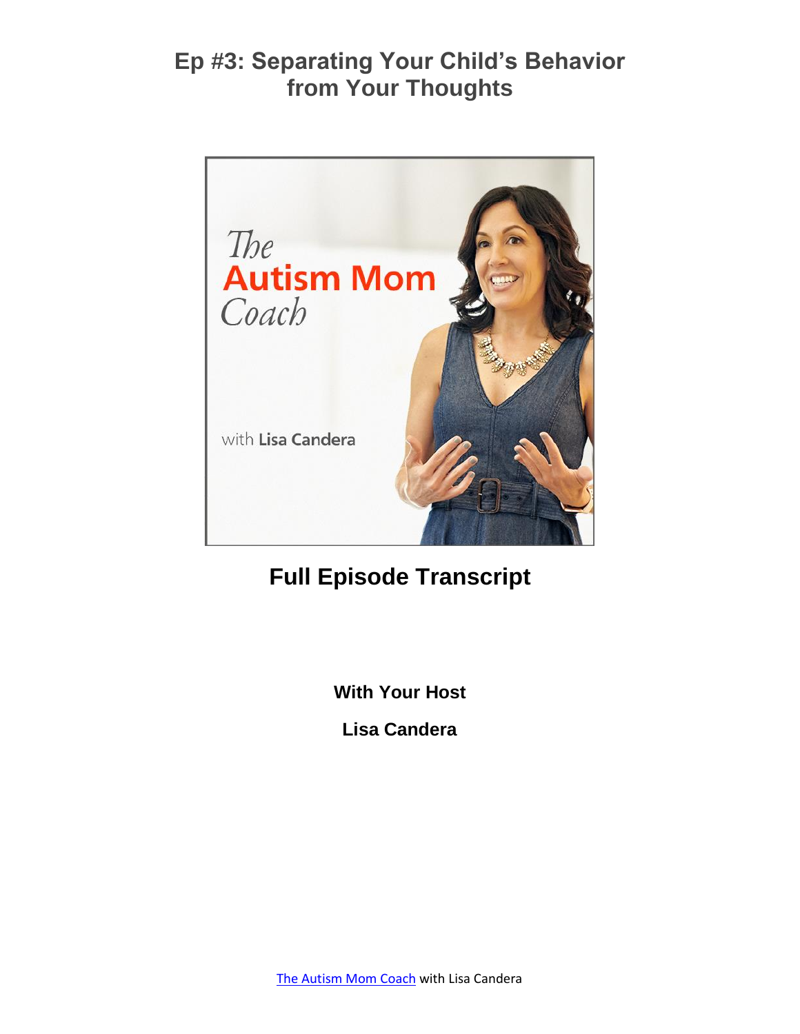# Ep #3: Separating Your Child's Behavior from Your Thoughts

## Full Episode Transcript

**With Your Host**

**Lisa Candera**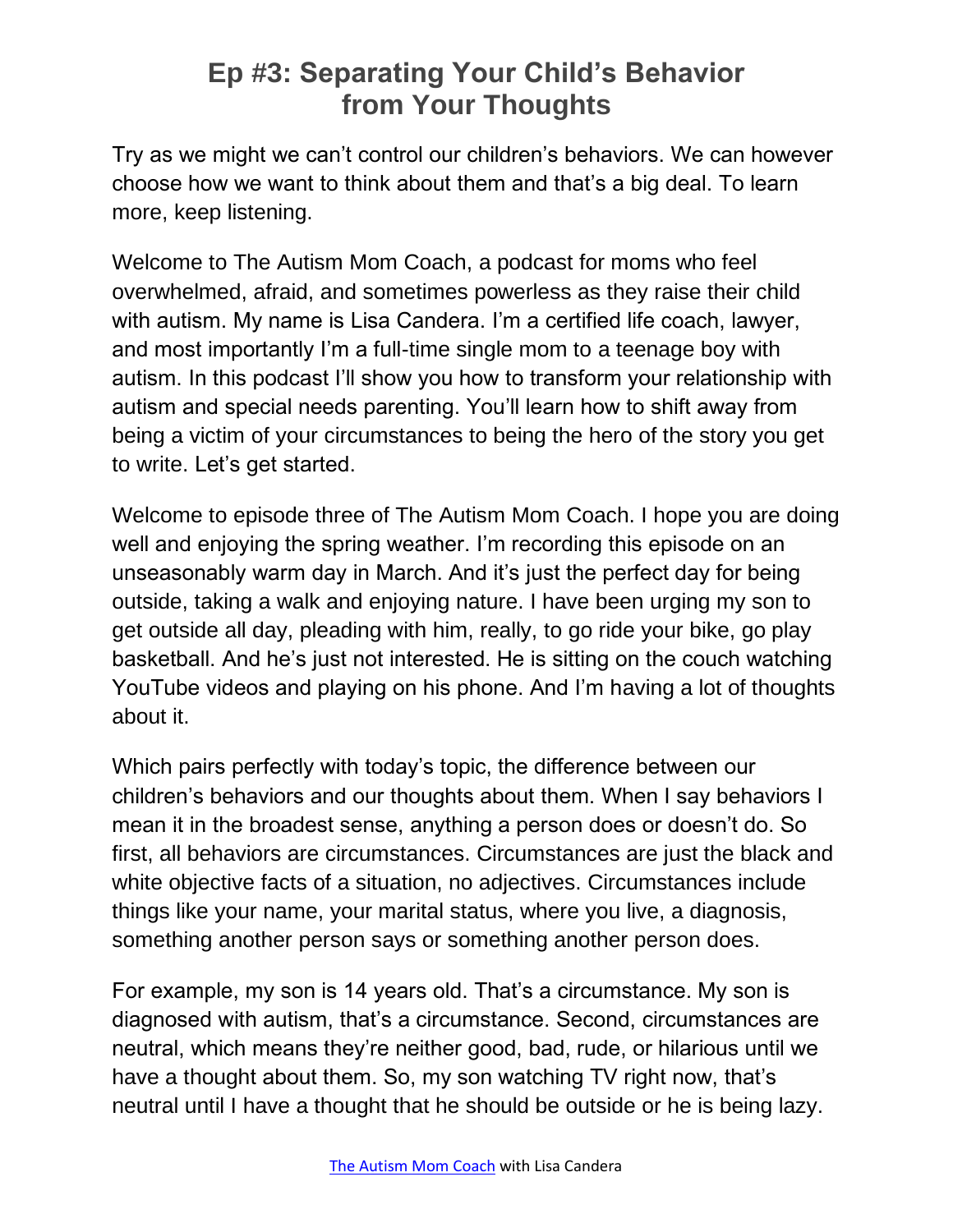# Ep #3: Separating Your Child's Behavior from Your Thoughts

Try as we might we can't control our children's behaviors. We can however choose how we want to think about them and that's a big deal. To learn more, keep listening.

Welcome to The Autism Mom Coach, a podcast for moms who feel overwhelmed, afraid, and sometimes powerless as they raise their child with autism. My name is Lisa Candera. I'm a certified life coach, lawyer, and most importantly I'm a full-time single mom to a teenage boy with autism. In this podcast I'll show you how to transform your relationship with autism and special needs parenting. You'll learn how to shift away from being a victim of your circumstances to being the hero of the story you get to write. Let's get started.

Welcome to episode three of The Autism Mom Coach. I hope you are doing well and enjoying the spring weather. I'm recording this episode on an unseasonably warm day in March. And it's just the perfect day for being outside, taking a walk and enjoying nature. I have been urging my son to get outside all day, pleading with him, really, to go ride your bike, go play basketball. And he's just not interested. He is sitting on the couch watching YouTube videos and playing on his phone. And I'm having a lot of thoughts about it.

Which pairs perfectly with today's topic, the difference between our children's behaviors and our thoughts about them. When I say behaviors I mean it in the broadest sense, anything a person does or doesn't do. So first, all behaviors are circumstances. Circumstances are just the black and white objective facts of a situation, no adjectives. Circumstances include things like your name, your marital status, where you live, a diagnosis, something another person says or something another person does.

For example, my son is 14 years old. That's a circumstance. My son is diagnosed with autism, that's a circumstance. Second, circumstances are neutral, which means they're neither good, bad, rude, or hilarious until we have a thought about them. So, my son watching TV right now, that's neutral until I have a thought that he should be outside or he is being lazy.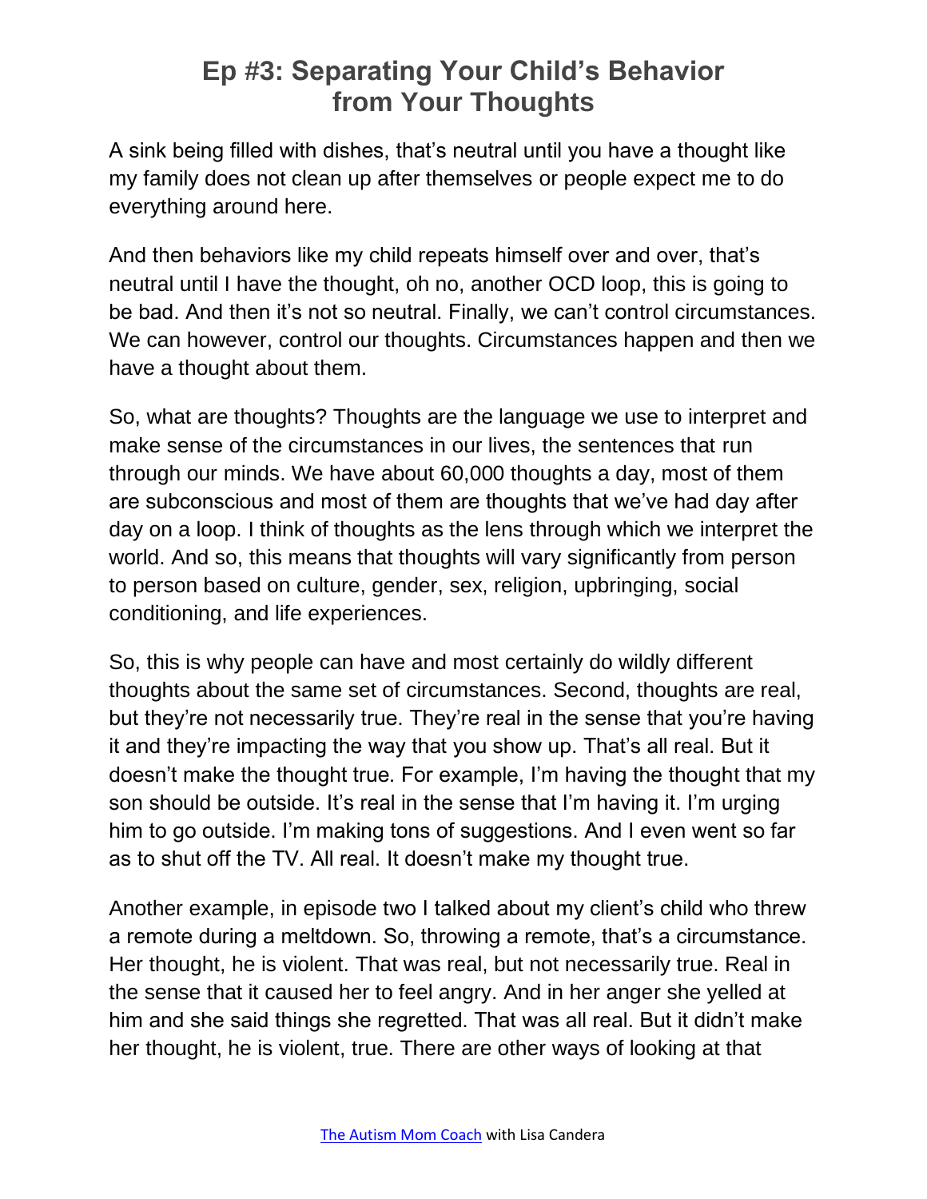# Ep #3: Separating Your Child's Behavior from Your Thoughts

A sink being filled with dishes, that's neutral until you have a thought like my family does not clean up after themselves or people expect me to do everything around here.

And then behaviors like my child repeats himself over and over, that's neutral until I have the thought, oh no, another OCD loop, this is going to be bad. And then it's not so neutral. Finally, we can't control circumstances. We can however, control our thoughts. Circumstances happen and then we have a thought about them.

So, what are thoughts? Thoughts are the language we use to interpret and make sense of the circumstances in our lives, the sentences that run through our minds. We have about 60,000 thoughts a day, most of them are subconscious and most of them are thoughts that we've had day after day on a loop. I think of thoughts as the lens through which we interpret the world. And so, this means that thoughts will vary significantly from person to person based on culture, gender, sex, religion, upbringing, social conditioning, and life experiences.

So, this is why people can have and most certainly do wildly different thoughts about the same set of circumstances. Second, thoughts are real, but they're not necessarily true. They're real in the sense that you're having it and they're impacting the way that you show up. That's all real. But it doesn't make the thought true. For example, I'm having the thought that my son should be outside. It's real in the sense that I'm having it. I'm urging him to go outside. I'm making tons of suggestions. And I even went so far as to shut off the TV. All real. It doesn't make my thought true.

Another example, in episode two I talked about my client's child who threw a remote during a meltdown. So, throwing a remote, that's a circumstance. Her thought, he is violent. That was real, but not necessarily true. Real in the sense that it caused her to feel angry. And in her anger she yelled at him and she said things she regretted. That was all real. But it didn't make her thought, he is violent, true. There are other ways of looking at that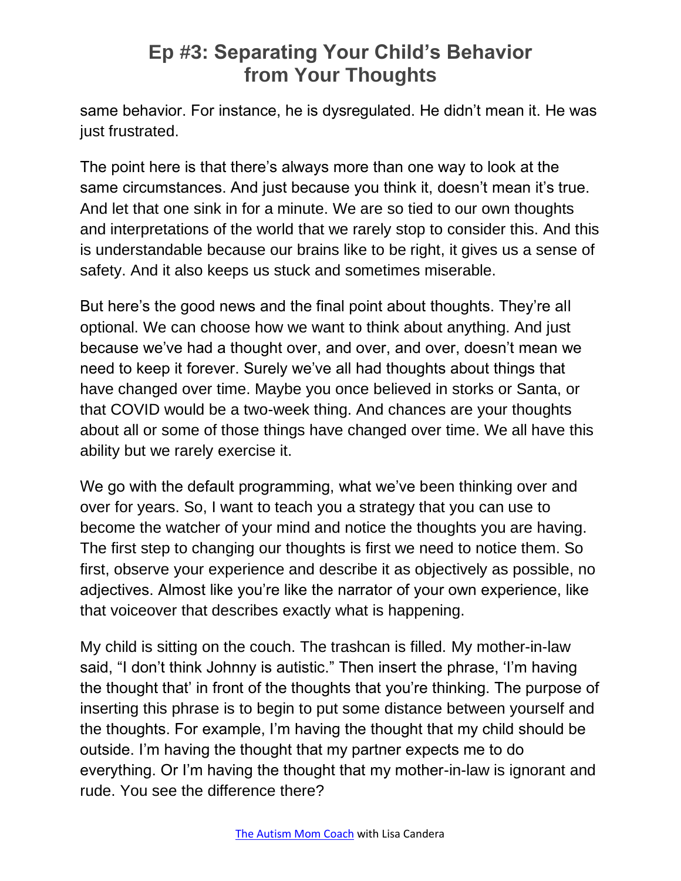same behavior. For instance, he is dysregulated. He didn't mean it. He was just frustrated.

The point here is that there's always more than one way to look at the same circumstances. And just because you think it, doesn't mean it's true. And let that one sink in for a minute. We are so tied to our own thoughts and interpretations of the world that we rarely stop to consider this. And this is understandable because our brains like to be right, it gives us a sense of safety. And it also keeps us stuck and sometimes miserable.

But here's the good news and the final point about thoughts. They're all optional. We can choose how we want to think about anything. And just because we've had a thought over, and over, and over, doesn't mean we need to keep it forever. Surely we've all had thoughts about things that have changed over time. Maybe you once believed in storks or Santa, or that COVID would be a two-week thing. And chances are your thoughts about all or some of those things have changed over time. We all have this ability but we rarely exercise it.

We go with the default programming, what we've been thinking over and over for years. So, I want to teach you a strategy that you can use to become the watcher of your mind and notice the thoughts you are having. The first step to changing our thoughts is first we need to notice them. So first, observe your experience and describe it as objectively as possible, no adjectives. Almost like you're like the narrator of your own experience, like that voiceover that describes exactly what is happening.

My child is sitting on the couch. The trashcan is filled. My mother-in-law said, "I don't think Johnny is autistic." Then insert the phrase, 'I'm having the thought that' in front of the thoughts that you're thinking. The purpose of inserting this phrase is to begin to put some distance between yourself and the thoughts. For example, I'm having the thought that my child should be outside. I'm having the thought that my partner expects me to do everything. Or I'm having the thought that my mother-in-law is ignorant and rude. You see the difference there?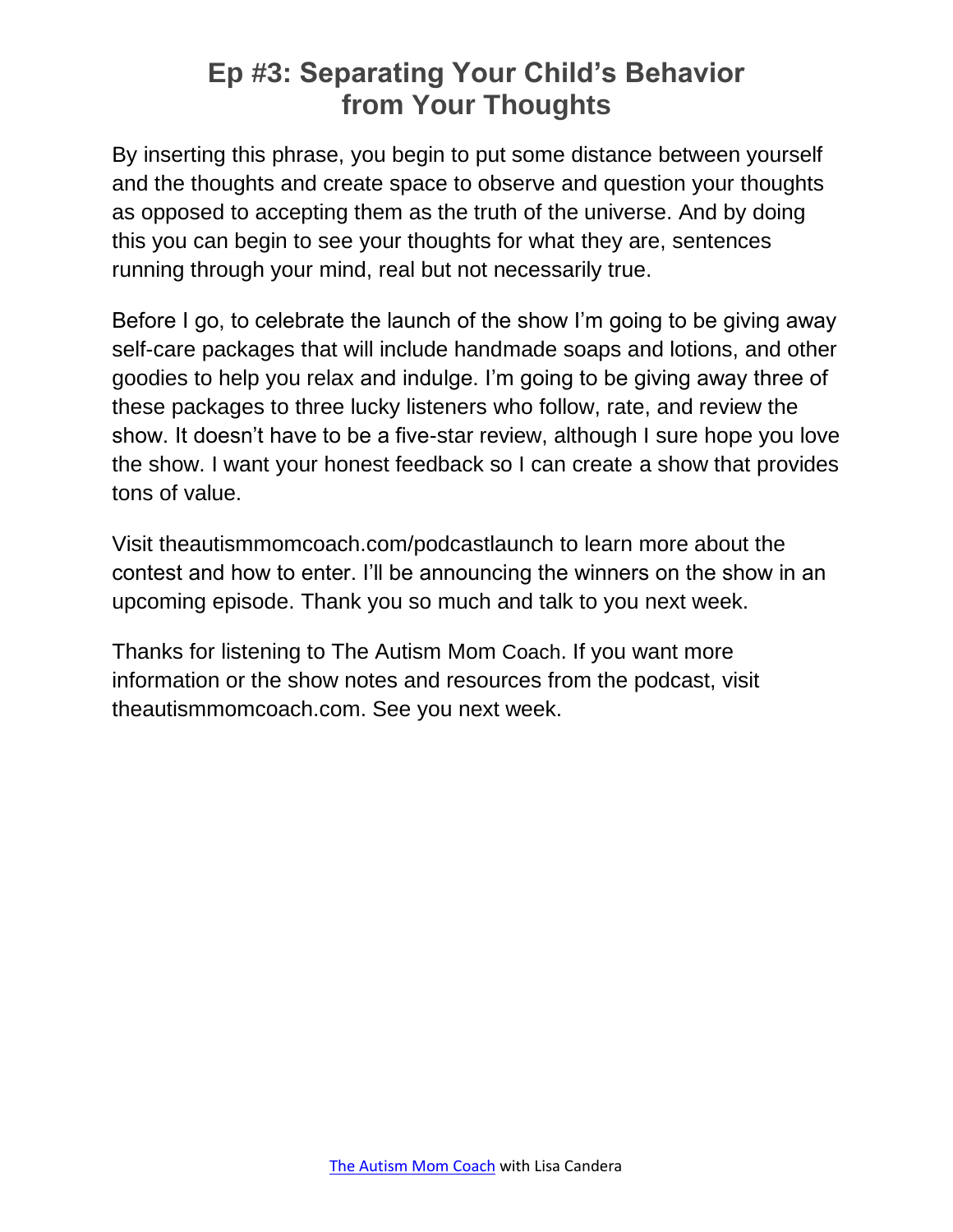By inserting this phrase, you begin to put some distance between yourself and the thoughts and create space to observe and question your thoughts as opposed to accepting them as the truth of the universe. And by doing this you can begin to see your thoughts for what they are, sentences running through your mind, real but not necessarily true.

Before I go, to celebrate the launch of the show I'm going to be giving away self-care packages that will include handmade soaps and lotions, and other goodies to help you relax and indulge. I'm going to be giving away three of these packages to three lucky listeners who follow, rate, and review the show. It doesn't have to be a five-star review, although I sure hope you love the show. I want your honest feedback so I can create a show that provides tons of value.

Visit theautismmomcoach.com/podcastlaunch to learn more about the contest and how to enter. I'll be announcing the winners on the show in an upcoming episode. Thank you so much and talk to you next week.

Thanks for listening to The Autism Mom Coach. If you want more information or the show notes and resources from the podcast, visit theautismmomcoach.com. See you next week.